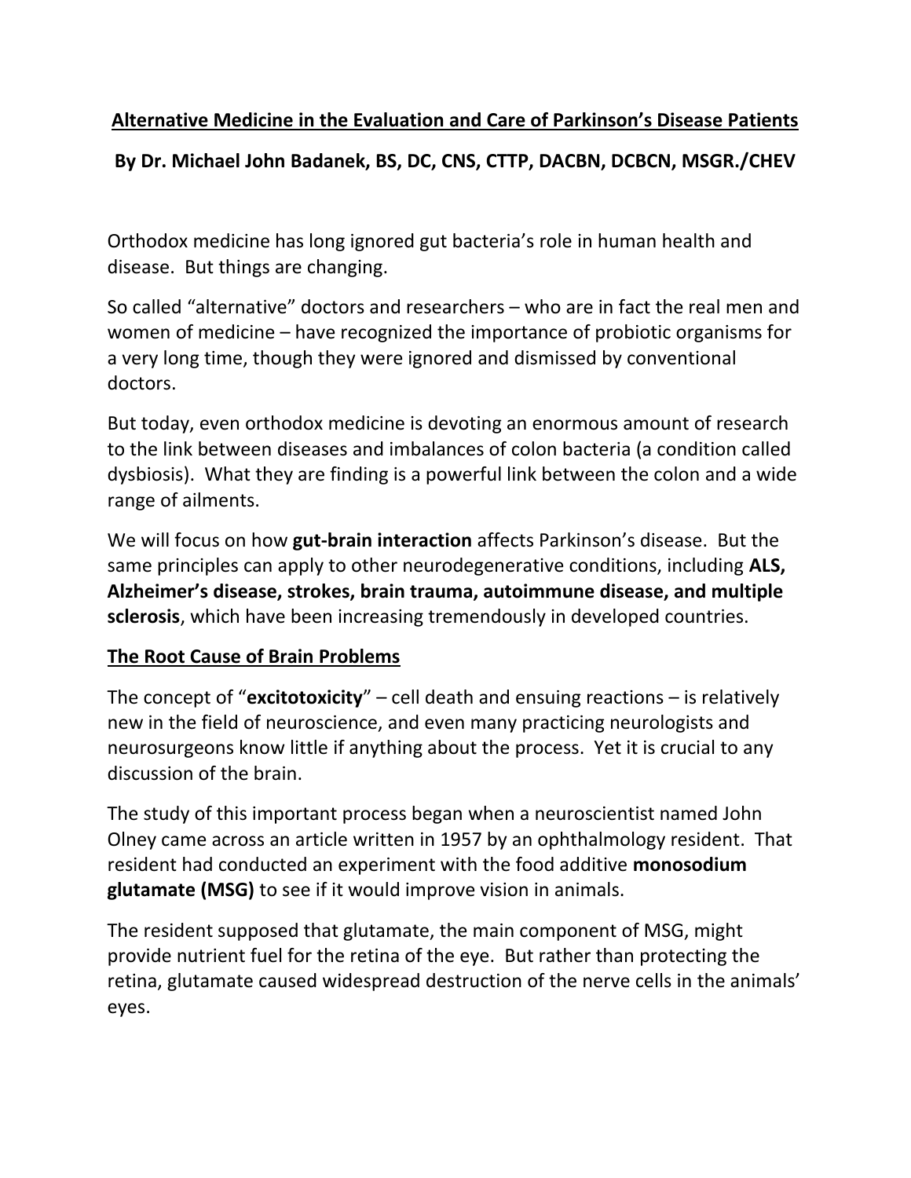# Alternative Medicine in the Evaluation and Care of Parkinson's Disease Patients

**By Dr. Michael John Badanek, BS, DC, CNS, CTTP, DACBN, DCBCN, MSGR./CHEV**

Orthodox medicine has long ignored gut bacteria's role in human health and disease. But things are changing.

So called "alternative" doctors and researchers – who are in fact the real men and women of medicine – have recognized the importance of probiotic organisms for a very long time, though they were ignored and dismissed by conventional doctors.

But today, even orthodox medicine is devoting an enormous amount of research to the link between diseases and imbalances of colon bacteria (a condition called dysbiosis). What they are finding is a powerful link between the colon and a wide range of ailments.

We will focus on how **gut-brain interaction** affects Parkinson's disease. But the same principles can apply to other neurodegenerative conditions, including **ALS, Alzheimer's disease, strokes, brain trauma, autoimmune disease, and multiple sclerosis**, which have been increasing tremendously in developed countries.

## The Root Cause of Brain Problems

The concept of "**excitotoxicity**" – cell death and ensuing reactions – is relatively new in the field of neuroscience, and even many practicing neurologists and neurosurgeons know little if anything about the process. Yet it is crucial to any discussion of the brain.

The study of this important process began when a neuroscientist named John Olney came across an article written in 1957 by an ophthalmology resident. That resident had conducted an experiment with the food additive **monosodium glutamate (MSG)** to see if it would improve vision in animals.

The resident supposed that glutamate, the main component of MSG, might provide nutrient fuel for the retina of the eye. But rather than protecting the retina, glutamate caused widespread destruction of the nerve cells in the animals' eyes.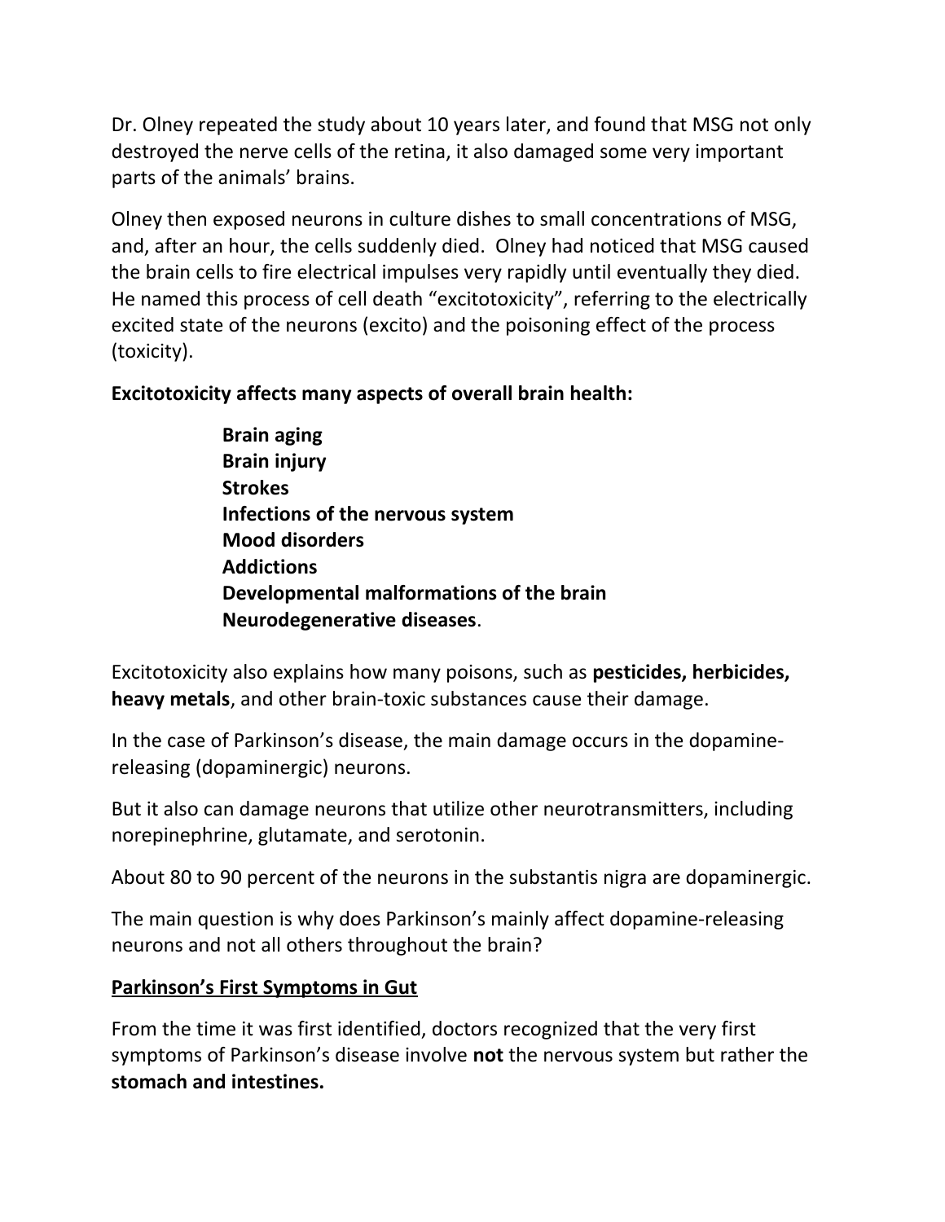Dr. Olney repeated the study about 10 years later, and found that MSG not only destroyed the nerve cells of the retina, it also damaged some very important parts of the animals' brains.

Olney then exposed neurons in culture dishes to small concentrations of MSG, and, after an hour, the cells suddenly died. Olney had noticed that MSG caused the brain cells to fire electrical impulses very rapidly until eventually they died. He named this process of cell death "excitotoxicity", referring to the electrically excited state of the neurons (excito) and the poisoning effect of the process (toxicity).

**Excitotoxicity affects many aspects of overall brain health:**

> **Brain aging**
> **Brain injury**
> **Strokes**
> **Infections of the nervous system**
> **Mood disorders**
> **Addictions**
> **Developmental malformations of the brain**
> **Neurodegenerative diseases**.

Excitotoxicity also explains how many poisons, such as **pesticides, herbicides, heavy metals**, and other brain-toxic substances cause their damage.

In the case of Parkinson's disease, the main damage occurs in the dopamine-releasing (dopaminergic) neurons.

But it also can damage neurons that utilize other neurotransmitters, including norepinephrine, glutamate, and serotonin.

About 80 to 90 percent of the neurons in the substantis nigra are dopaminergic.

The main question is why does Parkinson's mainly affect dopamine-releasing neurons and not all others throughout the brain?

**<u>Parkinson's First Symptoms in Gut</u>**

From the time it was first identified, doctors recognized that the very first symptoms of Parkinson's disease involve **not** the nervous system but rather the **stomach and intestines.**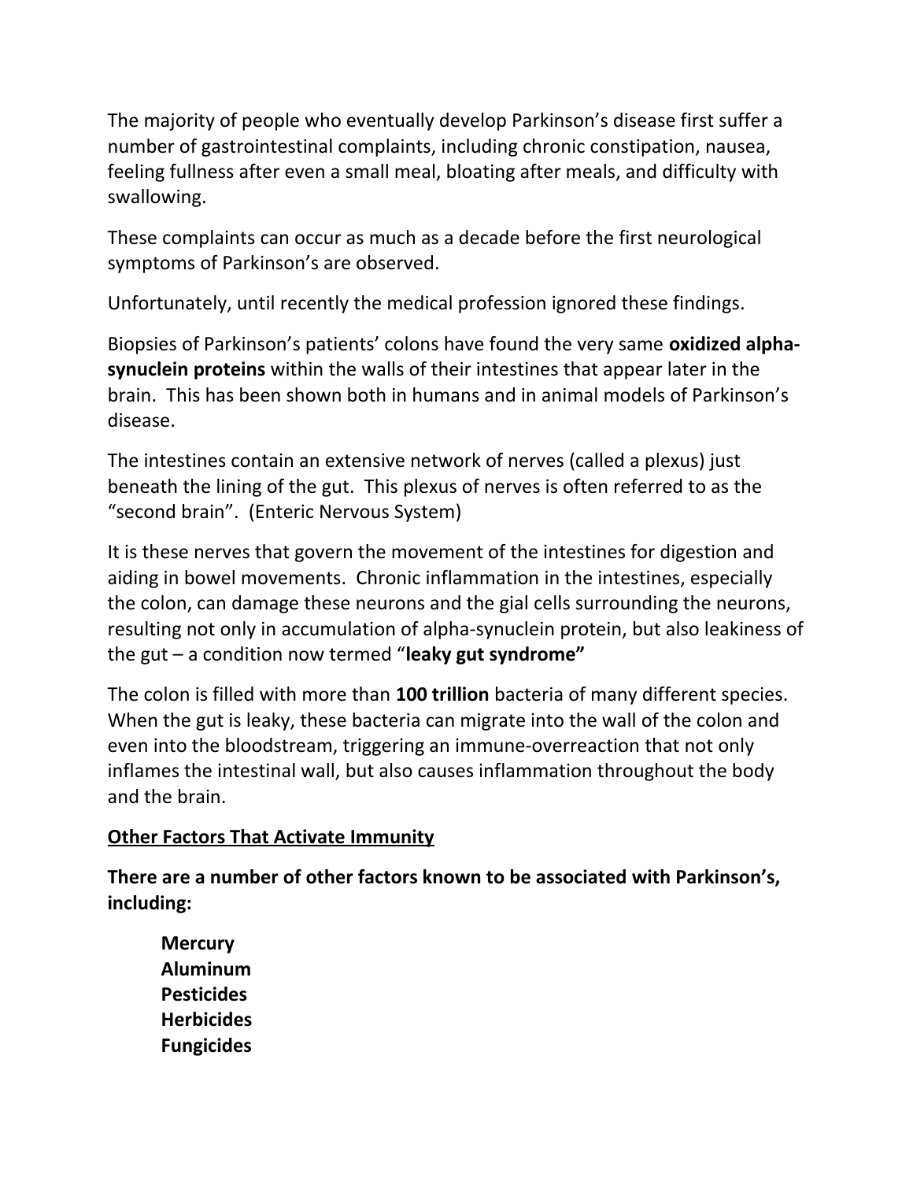The majority of people who eventually develop Parkinson's disease first suffer a number of gastrointestinal complaints, including chronic constipation, nausea, feeling fullness after even a small meal, bloating after meals, and difficulty with swallowing.

These complaints can occur as much as a decade before the first neurological symptoms of Parkinson's are observed.

Unfortunately, until recently the medical profession ignored these findings.

Biopsies of Parkinson's patients' colons have found the very same **oxidized alpha-synuclein proteins** within the walls of their intestines that appear later in the brain. This has been shown both in humans and in animal models of Parkinson's disease.

The intestines contain an extensive network of nerves (called a plexus) just beneath the lining of the gut. This plexus of nerves is often referred to as the "second brain". (Enteric Nervous System)

It is these nerves that govern the movement of the intestines for digestion and aiding in bowel movements. Chronic inflammation in the intestines, especially the colon, can damage these neurons and the gial cells surrounding the neurons, resulting not only in accumulation of alpha-synuclein protein, but also leakiness of the gut – a condition now termed "**leaky gut syndrome"**

The colon is filled with more than **100 trillion** bacteria of many different species. When the gut is leaky, these bacteria can migrate into the wall of the colon and even into the bloodstream, triggering an immune-overreaction that not only inflames the intestinal wall, but also causes inflammation throughout the body and the brain.

<u>**Other Factors That Activate Immunity**</u>

**There are a number of other factors known to be associated with Parkinson's, including:**

- **Mercury**
- **Aluminum**
- **Pesticides**
- **Herbicides**
- **Fungicides**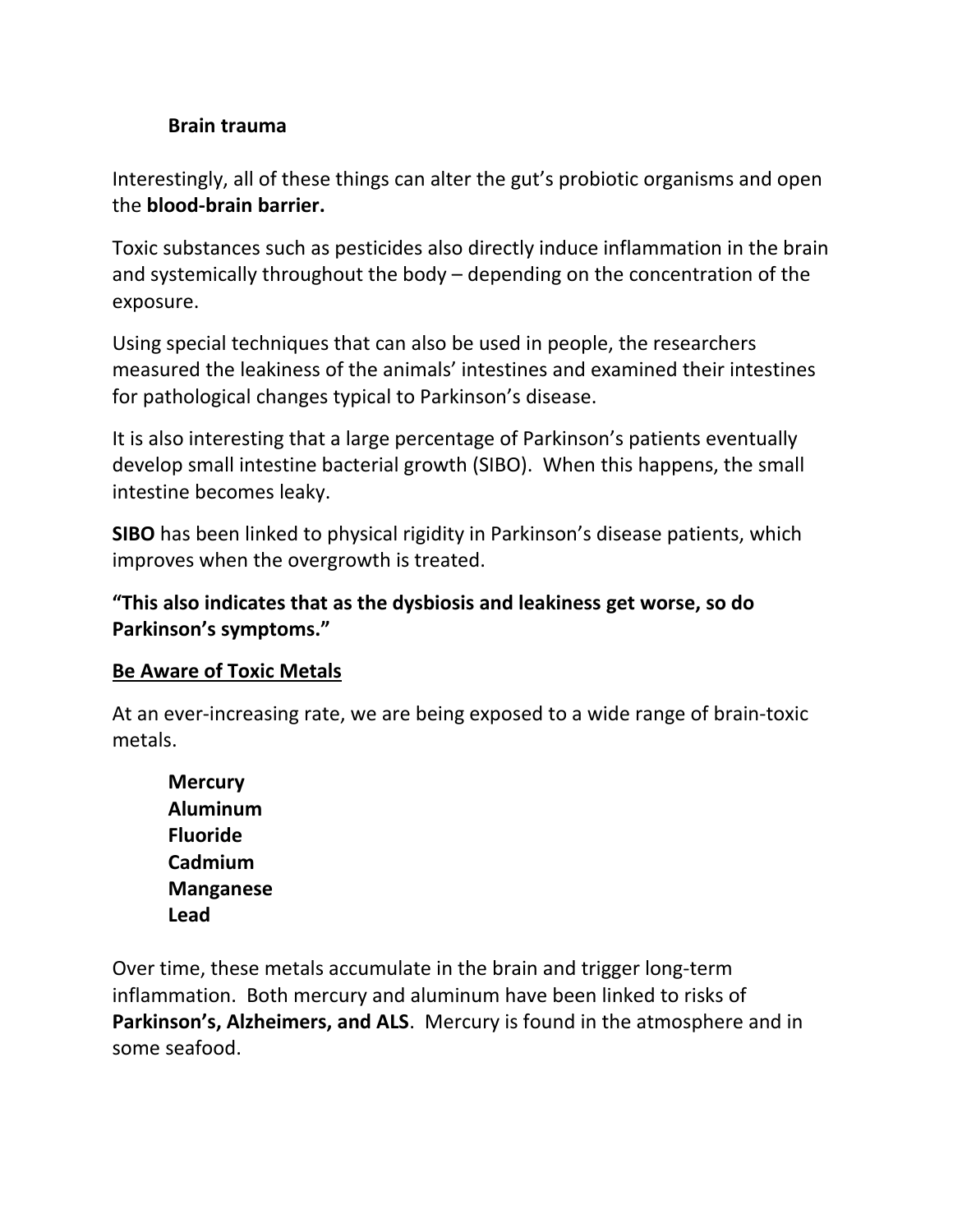**Brain trauma**

Interestingly, all of these things can alter the gut's probiotic organisms and open the **blood-brain barrier.**

Toxic substances such as pesticides also directly induce inflammation in the brain and systemically throughout the body – depending on the concentration of the exposure.

Using special techniques that can also be used in people, the researchers measured the leakiness of the animals' intestines and examined their intestines for pathological changes typical to Parkinson's disease.

It is also interesting that a large percentage of Parkinson's patients eventually develop small intestine bacterial growth (SIBO). When this happens, the small intestine becomes leaky.

**SIBO** has been linked to physical rigidity in Parkinson's disease patients, which improves when the overgrowth is treated.

**"This also indicates that as the dysbiosis and leakiness get worse, so do Parkinson's symptoms."**

**<u>Be Aware of Toxic Metals</u>**

At an ever-increasing rate, we are being exposed to a wide range of brain-toxic metals.

**Mercury**
**Aluminum**
**Fluoride**
**Cadmium**
**Manganese**
**Lead**

Over time, these metals accumulate in the brain and trigger long-term inflammation. Both mercury and aluminum have been linked to risks of **Parkinson's, Alzheimers, and ALS**. Mercury is found in the atmosphere and in some seafood.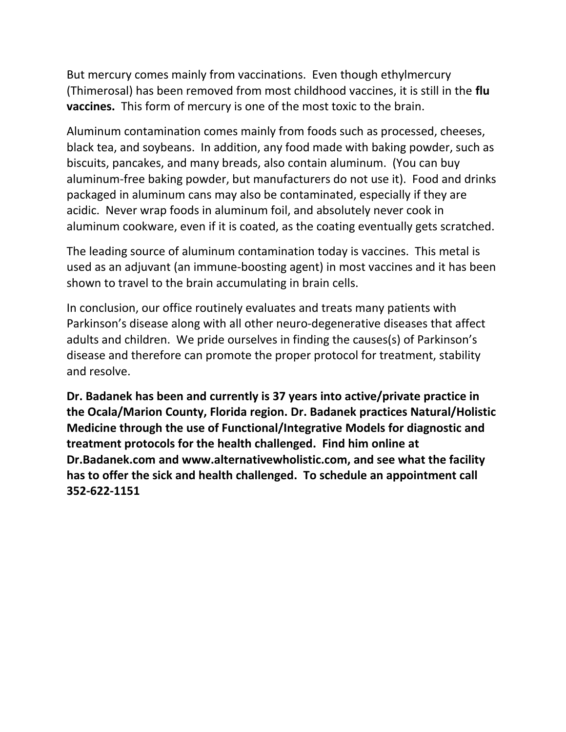But mercury comes mainly from vaccinations. Even though ethylmercury (Thimerosal) has been removed from most childhood vaccines, it is still in the **flu vaccines.** This form of mercury is one of the most toxic to the brain.

Aluminum contamination comes mainly from foods such as processed, cheeses, black tea, and soybeans. In addition, any food made with baking powder, such as biscuits, pancakes, and many breads, also contain aluminum. (You can buy aluminum-free baking powder, but manufacturers do not use it). Food and drinks packaged in aluminum cans may also be contaminated, especially if they are acidic. Never wrap foods in aluminum foil, and absolutely never cook in aluminum cookware, even if it is coated, as the coating eventually gets scratched.

The leading source of aluminum contamination today is vaccines. This metal is used as an adjuvant (an immune-boosting agent) in most vaccines and it has been shown to travel to the brain accumulating in brain cells.

In conclusion, our office routinely evaluates and treats many patients with Parkinson's disease along with all other neuro-degenerative diseases that affect adults and children. We pride ourselves in finding the causes(s) of Parkinson's disease and therefore can promote the proper protocol for treatment, stability and resolve.

**Dr. Badanek has been and currently is 37 years into active/private practice in the Ocala/Marion County, Florida region. Dr. Badanek practices Natural/Holistic Medicine through the use of Functional/Integrative Models for diagnostic and treatment protocols for the health challenged. Find him online at Dr.Badanek.com and www.alternativewholistic.com, and see what the facility has to offer the sick and health challenged. To schedule an appointment call 352-622-1151**